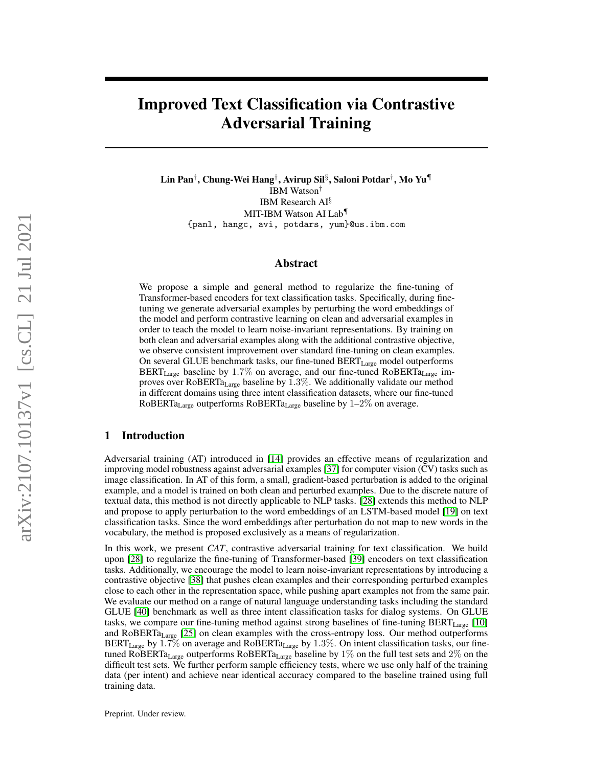# Improved Text Classification via Contrastive Adversarial Training

**Lin Pan[†], Chung-Wei Hang[†], Avirup Sil[§], Saloni Potdar[†], Mo Yu[¶]**
IBM Watson[†]
IBM Research AI[§]
MIT-IBM Watson AI Lab[¶]
{panl, hangc, avi, potdars, yum}@us.ibm.com

## Abstract

We propose a simple and general method to regularize the fine-tuning of Transformer-based encoders for text classification tasks. Specifically, during fine-tuning we generate adversarial examples by perturbing the word embeddings of the model and perform contrastive learning on clean and adversarial examples in order to teach the model to learn noise-invariant representations. By training on both clean and adversarial examples along with the additional contrastive objective, we observe consistent improvement over standard fine-tuning on clean examples. On several GLUE benchmark tasks, our fine-tuned $\text{BERT}_{\text{Large}}$ model outperforms $\text{BERT}_{\text{Large}}$ baseline by $1.7\%$ on average, and our fine-tuned $\text{RoBERTa}_{\text{Large}}$ improves over $\text{RoBERTa}_{\text{Large}}$ baseline by $1.3\%$. We additionally validate our method in different domains using three intent classification datasets, where our fine-tuned $\text{RoBERTa}_{\text{Large}}$ outperforms $\text{RoBERTa}_{\text{Large}}$ baseline by 1–2% on average.

## 1 Introduction

Adversarial training (AT) introduced in [14] provides an effective means of regularization and improving model robustness against adversarial examples [37] for computer vision (CV) tasks such as image classification. In AT of this form, a small, gradient-based perturbation is added to the original example, and a model is trained on both clean and perturbed examples. Due to the discrete nature of textual data, this method is not directly applicable to NLP tasks. [28] extends this method to NLP and propose to apply perturbation to the word embeddings of an LSTM-based model [19] on text classification tasks. Since the word embeddings after perturbation do not map to new words in the vocabulary, the method is proposed exclusively as a means of regularization.

In this work, we present *CAT*, contrastive adversarial training for text classification. We build upon [28] to regularize the fine-tuning of Transformer-based [39] encoders on text classification tasks. Additionally, we encourage the model to learn noise-invariant representations by introducing a contrastive objective [38] that pushes clean examples and their corresponding perturbed examples close to each other in the representation space, while pushing apart examples not from the same pair. We evaluate our method on a range of natural language understanding tasks including the standard GLUE [40] benchmark as well as three intent classification tasks for dialog systems. On GLUE tasks, we compare our fine-tuning method against strong baselines of fine-tuning $\text{BERT}_{\text{Large}}$ [10] and $\text{RoBERTa}_{\text{Large}}$ [25] on clean examples with the cross-entropy loss. Our method outperforms $\text{BERT}_{\text{Large}}$ by $1.7\%$ on average and $\text{RoBERTa}_{\text{Large}}$ by $1.3\%$. On intent classification tasks, our fine-tuned $\text{RoBERTa}_{\text{Large}}$ outperforms $\text{RoBERTa}_{\text{Large}}$ baseline by $1\%$ on the full test sets and $2\%$ on the difficult test sets. We further perform sample efficiency tests, where we use only half of the training data (per intent) and achieve near identical accuracy compared to the baseline trained using full training data.

Preprint. Under review.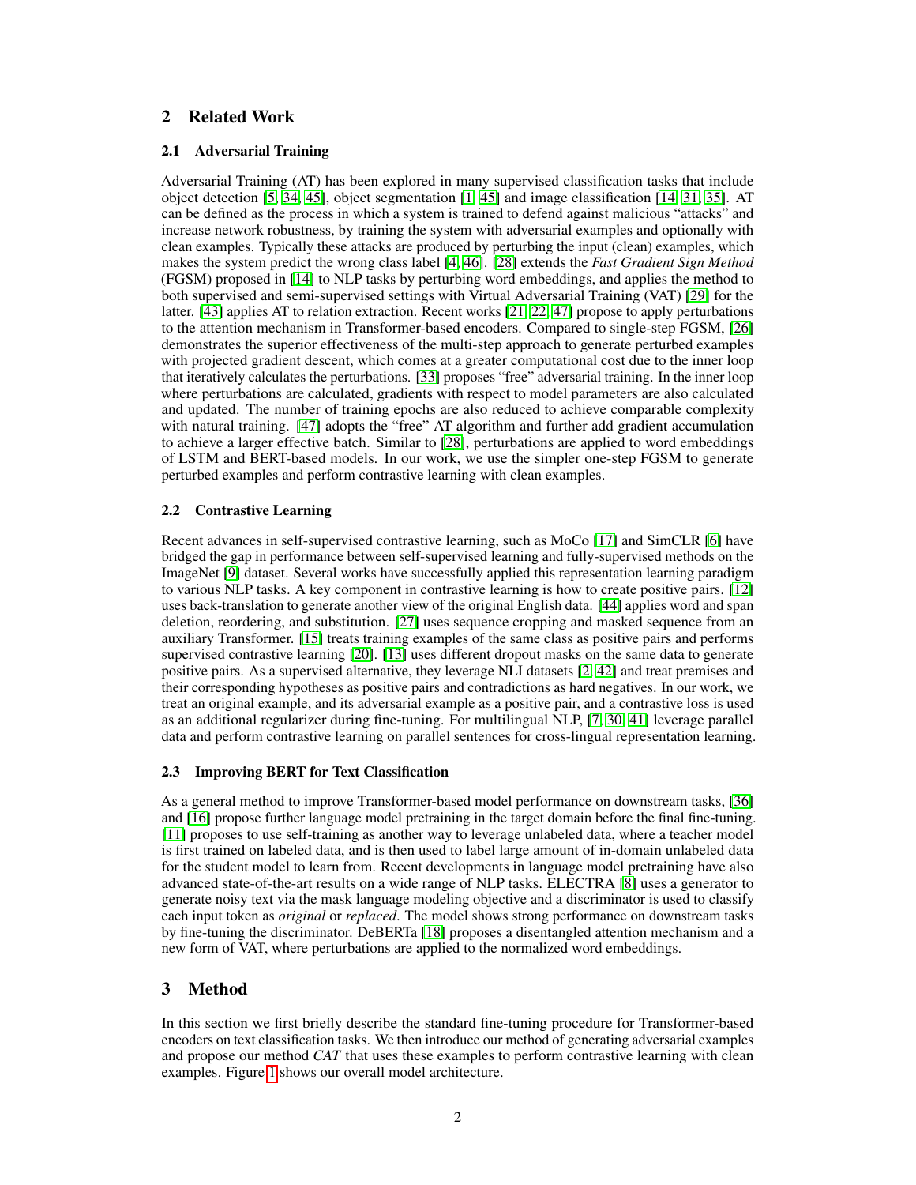## 2 Related Work

### 2.1 Adversarial Training

Adversarial Training (AT) has been explored in many supervised classification tasks that include object detection [5, 34, 45], object segmentation [1, 45] and image classification [14, 31, 35]. AT can be defined as the process in which a system is trained to defend against malicious "attacks" and increase network robustness, by training the system with adversarial examples and optionally with clean examples. Typically these attacks are produced by perturbing the input (clean) examples, which makes the system predict the wrong class label [4, 46]. [28] extends the *Fast Gradient Sign Method* (FGSM) proposed in [14] to NLP tasks by perturbing word embeddings, and applies the method to both supervised and semi-supervised settings with Virtual Adversarial Training (VAT) [29] for the latter. [43] applies AT to relation extraction. Recent works [21, 22, 47] propose to apply perturbations to the attention mechanism in Transformer-based encoders. Compared to single-step FGSM, [26] demonstrates the superior effectiveness of the multi-step approach to generate perturbed examples with projected gradient descent, which comes at a greater computational cost due to the inner loop that iteratively calculates the perturbations. [33] proposes "free" adversarial training. In the inner loop where perturbations are calculated, gradients with respect to model parameters are also calculated and updated. The number of training epochs are also reduced to achieve comparable complexity with natural training. [47] adopts the "free" AT algorithm and further add gradient accumulation to achieve a larger effective batch. Similar to [28], perturbations are applied to word embeddings of LSTM and BERT-based models. In our work, we use the simpler one-step FGSM to generate perturbed examples and perform contrastive learning with clean examples.

### 2.2 Contrastive Learning

Recent advances in self-supervised contrastive learning, such as MoCo [17] and SimCLR [6] have bridged the gap in performance between self-supervised learning and fully-supervised methods on the ImageNet [9] dataset. Several works have successfully applied this representation learning paradigm to various NLP tasks. A key component in contrastive learning is how to create positive pairs. [12] uses back-translation to generate another view of the original English data. [44] applies word and span deletion, reordering, and substitution. [27] uses sequence cropping and masked sequence from an auxiliary Transformer. [15] treats training examples of the same class as positive pairs and performs supervised contrastive learning [20]. [13] uses different dropout masks on the same data to generate positive pairs. As a supervised alternative, they leverage NLI datasets [2, 42] and treat premises and their corresponding hypotheses as positive pairs and contradictions as hard negatives. In our work, we treat an original example, and its adversarial example as a positive pair, and a contrastive loss is used as an additional regularizer during fine-tuning. For multilingual NLP, [7, 30, 41] leverage parallel data and perform contrastive learning on parallel sentences for cross-lingual representation learning.

### 2.3 Improving BERT for Text Classification

As a general method to improve Transformer-based model performance on downstream tasks, [36] and [16] propose further language model pretraining in the target domain before the final fine-tuning. [11] proposes to use self-training as another way to leverage unlabeled data, where a teacher model is first trained on labeled data, and is then used to label large amount of in-domain unlabeled data for the student model to learn from. Recent developments in language model pretraining have also advanced state-of-the-art results on a wide range of NLP tasks. ELECTRA [8] uses a generator to generate noisy text via the mask language modeling objective and a discriminator is used to classify each input token as *original* or *replaced*. The model shows strong performance on downstream tasks by fine-tuning the discriminator. DeBERTa [18] proposes a disentangled attention mechanism and a new form of VAT, where perturbations are applied to the normalized word embeddings.

## 3 Method

In this section we first briefly describe the standard fine-tuning procedure for Transformer-based encoders on text classification tasks. We then introduce our method of generating adversarial examples and propose our method *CAT* that uses these examples to perform contrastive learning with clean examples. Figure 1 shows our overall model architecture.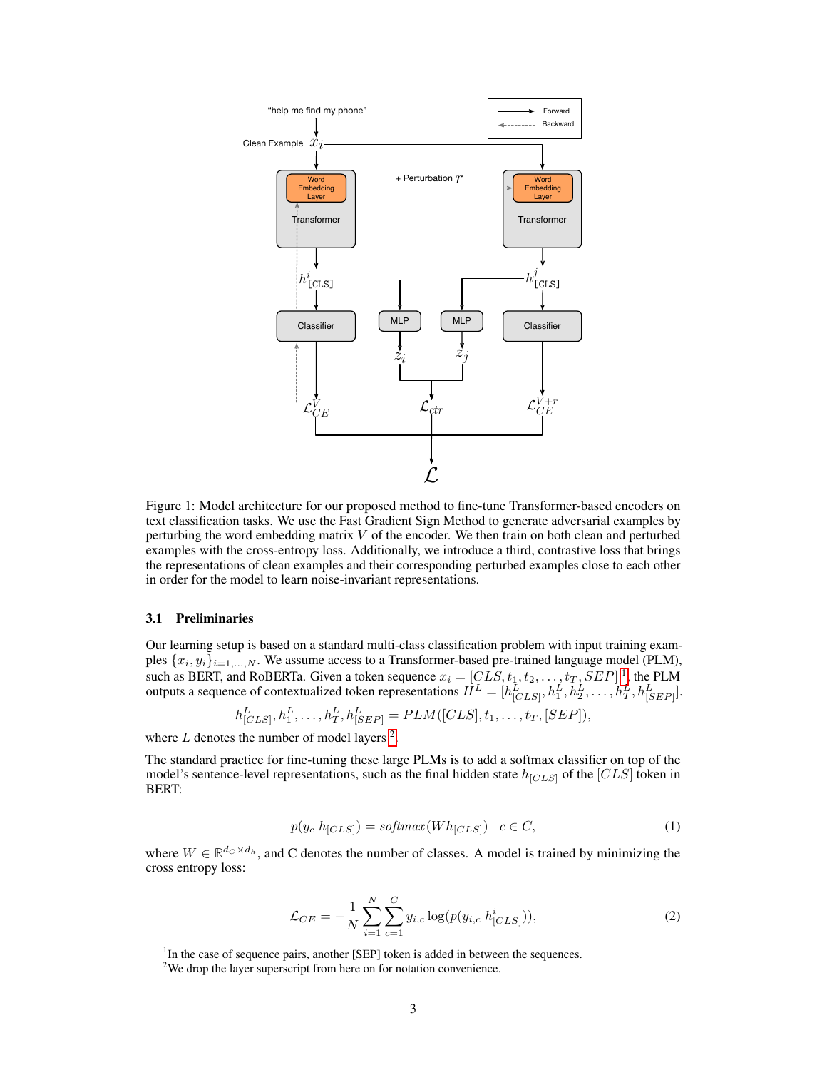"help me find my phone"

Clean Example $x_i$

Forward

Backward

Word Embedding Layer

Transformer

+ Perturbation $r$

Word Embedding Layer

Transformer

$h^i_{\text{[CLS]}}$

$h^j_{\text{[CLS]}}$

Classifier

MLP

MLP

Classifier

$z_i$

$z_j$

$\mathcal{L}^V_{CE}$

$\mathcal{L}_{ctr}$

$\mathcal{L}^{V+r}_{CE}$

$\mathcal{L}$

Figure 1: Model architecture for our proposed method to fine-tune Transformer-based encoders on text classification tasks. We use the Fast Gradient Sign Method to generate adversarial examples by perturbing the word embedding matrix $V$ of the encoder. We then train on both clean and perturbed examples with the cross-entropy loss. Additionally, we introduce a third, contrastive loss that brings the representations of clean examples and their corresponding perturbed examples close to each other in order for the model to learn noise-invariant representations.

### 3.1 Preliminaries

Our learning setup is based on a standard multi-class classification problem with input training examples $\{x_i, y_i\}_{i=1,...,N}$. We assume access to a Transformer-based pre-trained language model (PLM), such as BERT, and RoBERTa. Given a token sequence $x_i = [CLS, t_1, t_2, \ldots, t_T, SEP]$ [1], the PLM outputs a sequence of contextualized token representations $H^L = [h^L_{[CLS]}, h^L_1, h^L_2, \ldots, h^L_T, h^L_{[SEP]}]$.

$$h^L_{[CLS]}, h^L_1, \ldots, h^L_T, h^L_{[SEP]} = PLM([CLS], t_1, \ldots, t_T, [SEP]),$$

where $L$ denotes the number of model layers [2].

The standard practice for fine-tuning these large PLMs is to add a softmax classifier on top of the model's sentence-level representations, such as the final hidden state $h_{[CLS]}$ of the $[CLS]$ token in BERT:

$$p(y_c|h_{[CLS]}) = softmax(Wh_{[CLS]}) \quad c \in C, \tag{1}$$

where $W \in \mathbb{R}^{d_C \times d_h}$, and C denotes the number of classes. A model is trained by minimizing the cross entropy loss:

$$\mathcal{L}_{CE} = -\frac{1}{N}\sum_{i=1}^{N}\sum_{c=1}^{C} y_{i,c}\log(p(y_{i,c}|h^i_{[CLS]})), \tag{2}$$

[1] In the case of sequence pairs, another [SEP] token is added in between the sequences.

[2] We drop the layer superscript from here on for notation convenience.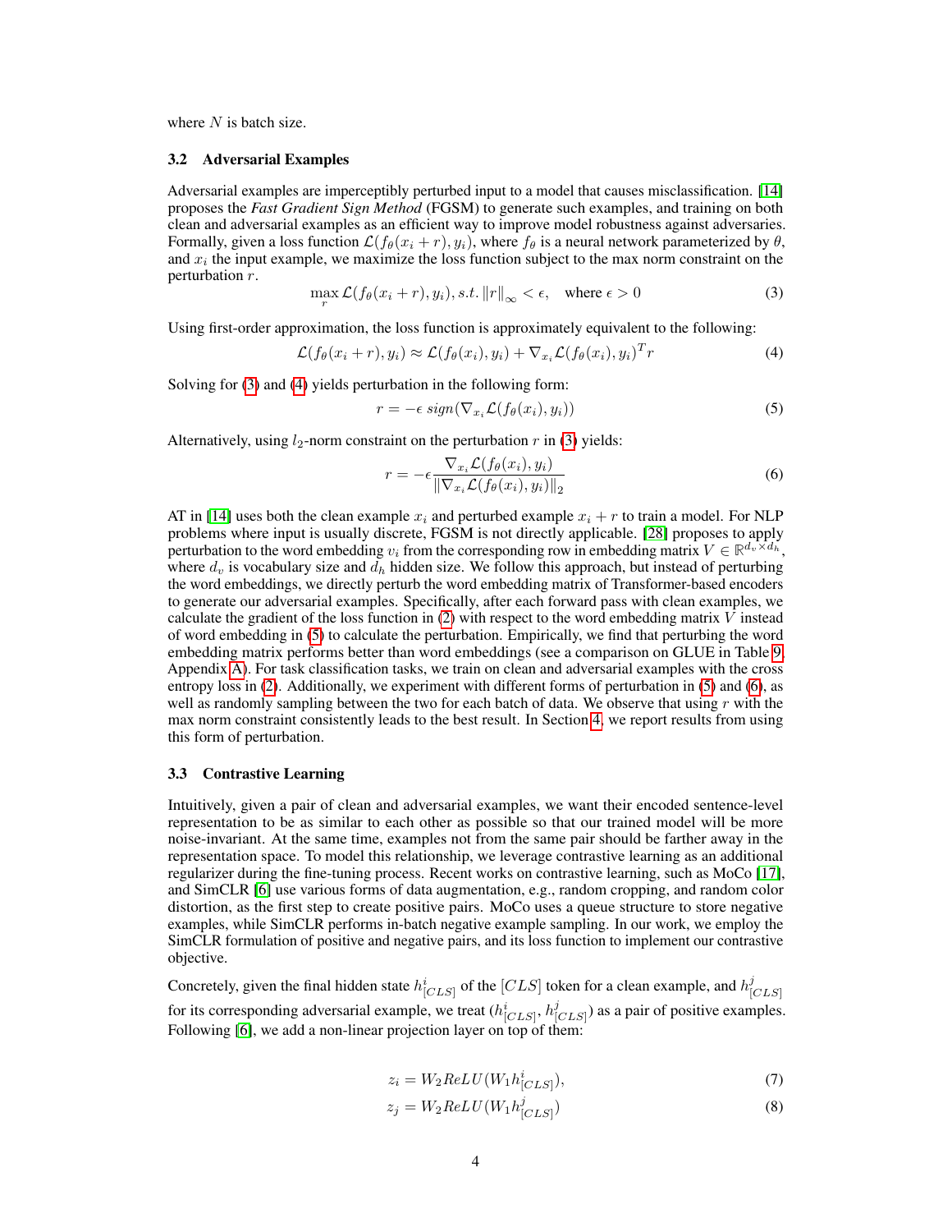where $N$ is batch size.

### 3.2 Adversarial Examples

Adversarial examples are imperceptibly perturbed input to a model that causes misclassification. [14] proposes the *Fast Gradient Sign Method* (FGSM) to generate such examples, and training on both clean and adversarial examples as an efficient way to improve model robustness against adversaries. Formally, given a loss function $\mathcal{L}(f_\theta(x_i + r), y_i)$, where $f_\theta$ is a neural network parameterized by $\theta$, and $x_i$ the input example, we maximize the loss function subject to the max norm constraint on the perturbation $r$.

$$\max_r \mathcal{L}(f_\theta(x_i + r), y_i), s.t. \|r\|_\infty < \epsilon, \quad \text{where } \epsilon > 0 \tag{3}$$

Using first-order approximation, the loss function is approximately equivalent to the following:

$$\mathcal{L}(f_\theta(x_i + r), y_i) \approx \mathcal{L}(f_\theta(x_i), y_i) + \nabla_{x_i} \mathcal{L}(f_\theta(x_i), y_i)^T r \tag{4}$$

Solving for (3) and (4) yields perturbation in the following form:

$$r = -\epsilon \; sign(\nabla_{x_i} \mathcal{L}(f_\theta(x_i), y_i)) \tag{5}$$

Alternatively, using $l_2$-norm constraint on the perturbation $r$ in (3) yields:

$$r = -\epsilon \frac{\nabla_{x_i} \mathcal{L}(f_\theta(x_i), y_i)}{\|\nabla_{x_i} \mathcal{L}(f_\theta(x_i), y_i)\|_2} \tag{6}$$

AT in [14] uses both the clean example $x_i$ and perturbed example $x_i + r$ to train a model. For NLP problems where input is usually discrete, FGSM is not directly applicable. [28] proposes to apply perturbation to the word embedding $v_i$ from the corresponding row in embedding matrix $V \in \mathbb{R}^{d_v \times d_h}$, where $d_v$ is vocabulary size and $d_h$ hidden size. We follow this approach, but instead of perturbing the word embeddings, we directly perturb the word embedding matrix of Transformer-based encoders to generate our adversarial examples. Specifically, after each forward pass with clean examples, we calculate the gradient of the loss function in (2) with respect to the word embedding matrix $V$ instead of word embedding in (5) to calculate the perturbation. Empirically, we find that perturbing the word embedding matrix performs better than word embeddings (see a comparison on GLUE in Table 9, Appendix A). For task classification tasks, we train on clean and adversarial examples with the cross entropy loss in (2). Additionally, we experiment with different forms of perturbation in (5) and (6), as well as randomly sampling between the two for each batch of data. We observe that using $r$ with the max norm constraint consistently leads to the best result. In Section 4, we report results from using this form of perturbation.

### 3.3 Contrastive Learning

Intuitively, given a pair of clean and adversarial examples, we want their encoded sentence-level representation to be as similar to each other as possible so that our trained model will be more noise-invariant. At the same time, examples not from the same pair should be farther away in the representation space. To model this relationship, we leverage contrastive learning as an additional regularizer during the fine-tuning process. Recent works on contrastive learning, such as MoCo [17], and SimCLR [6] use various forms of data augmentation, e.g., random cropping, and random color distortion, as the first step to create positive pairs. MoCo uses a queue structure to store negative examples, while SimCLR performs in-batch negative example sampling. In our work, we employ the SimCLR formulation of positive and negative pairs, and its loss function to implement our contrastive objective.

Concretely, given the final hidden state $h^i_{[CLS]}$ of the $[CLS]$ token for a clean example, and $h^j_{[CLS]}$ for its corresponding adversarial example, we treat $(h^i_{[CLS]}, h^j_{[CLS]})$ as a pair of positive examples. Following [6], we add a non-linear projection layer on top of them:

$$z_i = W_2 ReLU(W_1 h^i_{[CLS]}), \tag{7}$$

$$z_j = W_2 ReLU(W_1 h^j_{[CLS]}) \tag{8}$$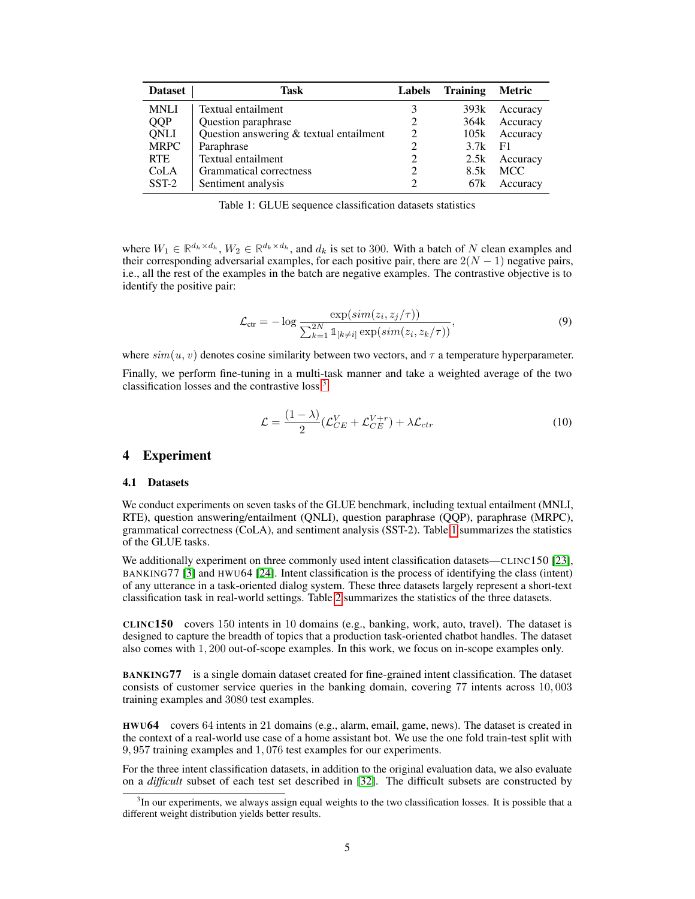| Dataset | Task | Labels | Training | Metric |
|---|---|---|---|---|
| MNLI | Textual entailment | 3 | 393k | Accuracy |
| QQP | Question paraphrase | 2 | 364k | Accuracy |
| QNLI | Question answering & textual entailment | 2 | 105k | Accuracy |
| MRPC | Paraphrase | 2 | 3.7k | F1 |
| RTE | Textual entailment | 2 | 2.5k | Accuracy |
| CoLA | Grammatical correctness | 2 | 8.5k | MCC |
| SST-2 | Sentiment analysis | 2 | 67k | Accuracy |

Table 1: GLUE sequence classification datasets statistics

where $W_1 \in \mathbb{R}^{d_h \times d_h}$, $W_2 \in \mathbb{R}^{d_k \times d_h}$, and $d_k$ is set to 300. With a batch of $N$ clean examples and their corresponding adversarial examples, for each positive pair, there are $2(N-1)$ negative pairs, i.e., all the rest of the examples in the batch are negative examples. The contrastive objective is to identify the positive pair:

$$\mathcal{L}_{\text{ctr}} = -\log \frac{\exp(sim(z_i, z_j/\tau))}{\sum_{k=1}^{2N} \mathbb{1}_{[k \neq i]} \exp(sim(z_i, z_k/\tau))}, \tag{9}$$

where $sim(u, v)$ denotes cosine similarity between two vectors, and $\tau$ a temperature hyperparameter.

Finally, we perform fine-tuning in a multi-task manner and take a weighted average of the two classification losses and the contrastive loss[3].

$$\mathcal{L} = \frac{(1-\lambda)}{2}(\mathcal{L}_{CE}^{V} + \mathcal{L}_{CE}^{V+r}) + \lambda \mathcal{L}_{ctr} \tag{10}$$

# 4 Experiment

## 4.1 Datasets

We conduct experiments on seven tasks of the GLUE benchmark, including textual entailment (MNLI, RTE), question answering/entailment (QNLI), question paraphrase (QQP), paraphrase (MRPC), grammatical correctness (CoLA), and sentiment analysis (SST-2). Table 1 summarizes the statistics of the GLUE tasks.

We additionally experiment on three commonly used intent classification datasets—CLINC150 [23], BANKING77 [3] and HWU64 [24]. Intent classification is the process of identifying the class (intent) of any utterance in a task-oriented dialog system. These three datasets largely represent a short-text classification task in real-world settings. Table 2 summarizes the statistics of the three datasets.

**CLINC150** covers 150 intents in 10 domains (e.g., banking, work, auto, travel). The dataset is designed to capture the breadth of topics that a production task-oriented chatbot handles. The dataset also comes with 1,200 out-of-scope examples. In this work, we focus on in-scope examples only.

**BANKING77** is a single domain dataset created for fine-grained intent classification. The dataset consists of customer service queries in the banking domain, covering 77 intents across 10,003 training examples and 3080 test examples.

**HWU64** covers 64 intents in 21 domains (e.g., alarm, email, game, news). The dataset is created in the context of a real-world use case of a home assistant bot. We use the one fold train-test split with 9,957 training examples and 1,076 test examples for our experiments.

For the three intent classification datasets, in addition to the original evaluation data, we also evaluate on a *difficult* subset of each test set described in [32]. The difficult subsets are constructed by

[3] In our experiments, we always assign equal weights to the two classification losses. It is possible that a different weight distribution yields better results.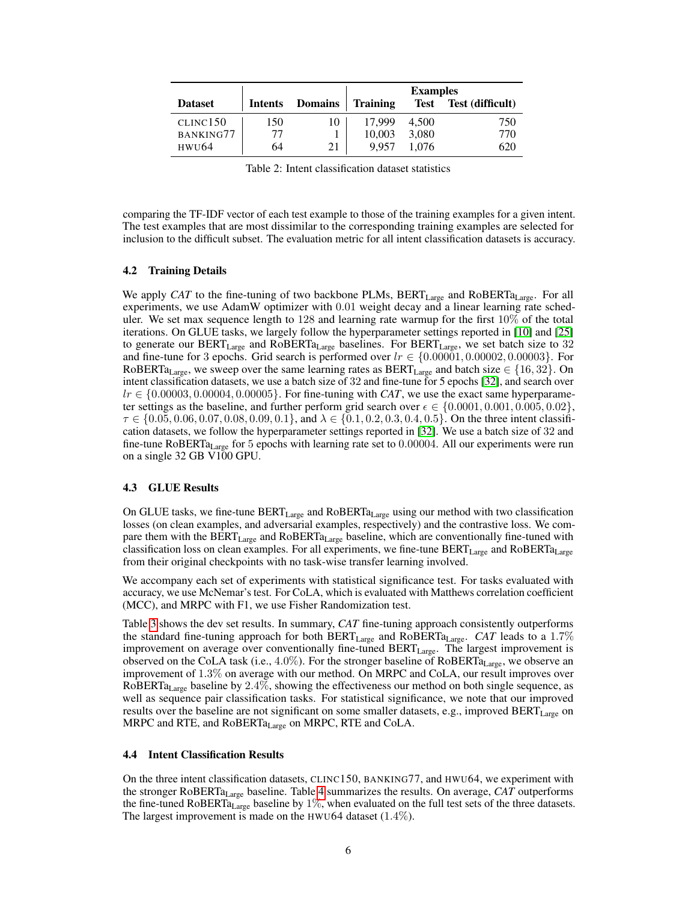| Dataset | Intents | Domains | Examples | | |
|---|---|---|---|---|---|
| | | | Training | Test | Test (difficult) |
| CLINC150 | 150 | 10 | 17,999 | 4,500 | 750 |
| BANKING77 | 77 | 1 | 10,003 | 3,080 | 770 |
| HWU64 | 64 | 21 | 9,957 | 1,076 | 620 |

Table 2: Intent classification dataset statistics

comparing the TF-IDF vector of each test example to those of the training examples for a given intent. The test examples that are most dissimilar to the corresponding training examples are selected for inclusion to the difficult subset. The evaluation metric for all intent classification datasets is accuracy.

### 4.2 Training Details

We apply *CAT* to the fine-tuning of two backbone PLMs, $\text{BERT}_{\text{Large}}$ and $\text{RoBERTa}_{\text{Large}}$. For all experiments, we use AdamW optimizer with 0.01 weight decay and a linear learning rate scheduler. We set max sequence length to 128 and learning rate warmup for the first 10% of the total iterations. On GLUE tasks, we largely follow the hyperparameter settings reported in [10] and [25] to generate our $\text{BERT}_{\text{Large}}$ and $\text{RoBERTa}_{\text{Large}}$ baselines. For $\text{BERT}_{\text{Large}}$, we set batch size to 32 and fine-tune for 3 epochs. Grid search is performed over $lr \in \{0.00001, 0.00002, 0.00003\}$. For $\text{RoBERTa}_{\text{Large}}$, we sweep over the same learning rates as $\text{BERT}_{\text{Large}}$ and batch size $\in \{16, 32\}$. On intent classification datasets, we use a batch size of 32 and fine-tune for 5 epochs [32], and search over $lr \in \{0.00003, 0.00004, 0.00005\}$. For fine-tuning with *CAT*, we use the exact same hyperparameter settings as the baseline, and further perform grid search over $\epsilon \in \{0.0001, 0.001, 0.005, 0.02\}$, $\tau \in \{0.05, 0.06, 0.07, 0.08, 0.09, 0.1\}$, and $\lambda \in \{0.1, 0.2, 0.3, 0.4, 0.5\}$. On the three intent classification datasets, we follow the hyperparameter settings reported in [32]. We use a batch size of 32 and fine-tune $\text{RoBERTa}_{\text{Large}}$ for 5 epochs with learning rate set to 0.00004. All our experiments were run on a single 32 GB V100 GPU.

### 4.3 GLUE Results

On GLUE tasks, we fine-tune $\text{BERT}_{\text{Large}}$ and $\text{RoBERTa}_{\text{Large}}$ using our method with two classification losses (on clean examples, and adversarial examples, respectively) and the contrastive loss. We compare them with the $\text{BERT}_{\text{Large}}$ and $\text{RoBERTa}_{\text{Large}}$ baseline, which are conventionally fine-tuned with classification loss on clean examples. For all experiments, we fine-tune $\text{BERT}_{\text{Large}}$ and $\text{RoBERTa}_{\text{Large}}$ from their original checkpoints with no task-wise transfer learning involved.

We accompany each set of experiments with statistical significance test. For tasks evaluated with accuracy, we use McNemar's test. For CoLA, which is evaluated with Matthews correlation coefficient (MCC), and MRPC with F1, we use Fisher Randomization test.

Table 3 shows the dev set results. In summary, *CAT* fine-tuning approach consistently outperforms the standard fine-tuning approach for both $\text{BERT}_{\text{Large}}$ and $\text{RoBERTa}_{\text{Large}}$. *CAT* leads to a 1.7% improvement on average over conventionally fine-tuned $\text{BERT}_{\text{Large}}$. The largest improvement is observed on the CoLA task (i.e., 4.0%). For the stronger baseline of $\text{RoBERTa}_{\text{Large}}$, we observe an improvement of 1.3% on average with our method. On MRPC and CoLA, our result improves over $\text{RoBERTa}_{\text{Large}}$ baseline by 2.4%, showing the effectiveness our method on both single sequence, as well as sequence pair classification tasks. For statistical significance, we note that our improved results over the baseline are not significant on some smaller datasets, e.g., improved $\text{BERT}_{\text{Large}}$ on MRPC and RTE, and $\text{RoBERTa}_{\text{Large}}$ on MRPC, RTE and CoLA.

### 4.4 Intent Classification Results

On the three intent classification datasets, CLINC150, BANKING77, and HWU64, we experiment with the stronger $\text{RoBERTa}_{\text{Large}}$ baseline. Table 4 summarizes the results. On average, *CAT* outperforms the fine-tuned $\text{RoBERTa}_{\text{Large}}$ baseline by 1%, when evaluated on the full test sets of the three datasets. The largest improvement is made on the HWU64 dataset (1.4%).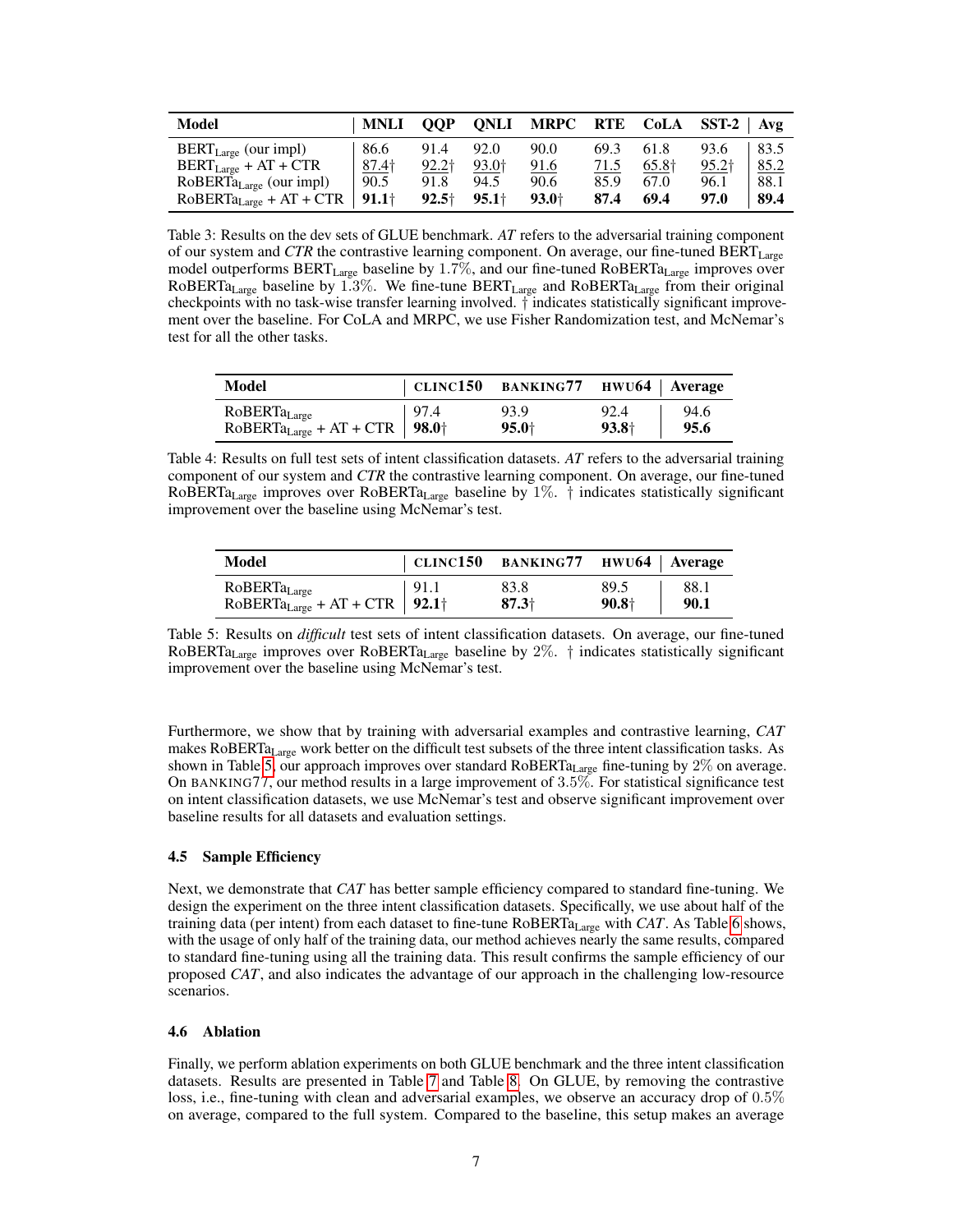| Model | MNLI | QQP | QNLI | MRPC | RTE | CoLA | SST-2 | Avg |
|---|---|---|---|---|---|---|---|---|
| $\text{BERT}_{\text{Large}}$ (our impl) | 86.6 | 91.4 | 92.0 | 90.0 | 69.3 | 61.8 | 93.6 | 83.5 |
| $\text{BERT}_{\text{Large}}$ + AT + CTR | <u>87.4</u>† | <u>92.2</u>† | <u>93.0</u>† | <u>91.6</u> | <u>71.5</u> | <u>65.8</u>† | <u>95.2</u>† | <u>85.2</u> |
| $\text{RoBERTa}_{\text{Large}}$ (our impl) | 90.5 | 91.8 | 94.5 | 90.6 | 85.9 | 67.0 | 96.1 | 88.1 |
| $\text{RoBERTa}_{\text{Large}}$ + AT + CTR | **91.1**† | **92.5**† | **95.1**† | **93.0**† | **87.4** | **69.4** | **97.0** | **89.4** |

Table 3: Results on the dev sets of GLUE benchmark. *AT* refers to the adversarial training component of our system and *CTR* the contrastive learning component. On average, our fine-tuned $\text{BERT}_{\text{Large}}$ model outperforms $\text{BERT}_{\text{Large}}$ baseline by 1.7%, and our fine-tuned $\text{RoBERTa}_{\text{Large}}$ improves over $\text{RoBERTa}_{\text{Large}}$ baseline by 1.3%. We fine-tune $\text{BERT}_{\text{Large}}$ and $\text{RoBERTa}_{\text{Large}}$ from their original checkpoints with no task-wise transfer learning involved. † indicates statistically significant improvement over the baseline. For CoLA and MRPC, we use Fisher Randomization test, and McNemar's test for all the other tasks.

| Model | CLINC150 | BANKING77 | HWU64 | Average |
|---|---|---|---|---|
| $\text{RoBERTa}_{\text{Large}}$ | 97.4 | 93.9 | 92.4 | 94.6 |
| $\text{RoBERTa}_{\text{Large}}$ + AT + CTR | **98.0**† | **95.0**† | **93.8**† | **95.6** |

Table 4: Results on full test sets of intent classification datasets. *AT* refers to the adversarial training component of our system and *CTR* the contrastive learning component. On average, our fine-tuned $\text{RoBERTa}_{\text{Large}}$ improves over $\text{RoBERTa}_{\text{Large}}$ baseline by 1%. † indicates statistically significant improvement over the baseline using McNemar's test.

| Model | CLINC150 | BANKING77 | HWU64 | Average |
|---|---|---|---|---|
| $\text{RoBERTa}_{\text{Large}}$ | 91.1 | 83.8 | 89.5 | 88.1 |
| $\text{RoBERTa}_{\text{Large}}$ + AT + CTR | **92.1**† | **87.3**† | **90.8**† | **90.1** |

Table 5: Results on *difficult* test sets of intent classification datasets. On average, our fine-tuned $\text{RoBERTa}_{\text{Large}}$ improves over $\text{RoBERTa}_{\text{Large}}$ baseline by 2%. † indicates statistically significant improvement over the baseline using McNemar's test.

Furthermore, we show that by training with adversarial examples and contrastive learning, *CAT* makes $\text{RoBERTa}_{\text{Large}}$ work better on the difficult test subsets of the three intent classification tasks. As shown in Table 5, our approach improves over standard $\text{RoBERTa}_{\text{Large}}$ fine-tuning by 2% on average. On BANKING77, our method results in a large improvement of 3.5%. For statistical significance test on intent classification datasets, we use McNemar's test and observe significant improvement over baseline results for all datasets and evaluation settings.

### 4.5 Sample Efficiency

Next, we demonstrate that *CAT* has better sample efficiency compared to standard fine-tuning. We design the experiment on the three intent classification datasets. Specifically, we use about half of the training data (per intent) from each dataset to fine-tune $\text{RoBERTa}_{\text{Large}}$ with *CAT*. As Table 6 shows, with the usage of only half of the training data, our method achieves nearly the same results, compared to standard fine-tuning using all the training data. This result confirms the sample efficiency of our proposed *CAT*, and also indicates the advantage of our approach in the challenging low-resource scenarios.

### 4.6 Ablation

Finally, we perform ablation experiments on both GLUE benchmark and the three intent classification datasets. Results are presented in Table 7 and Table 8. On GLUE, by removing the contrastive loss, i.e., fine-tuning with clean and adversarial examples, we observe an accuracy drop of 0.5% on average, compared to the full system. Compared to the baseline, this setup makes an average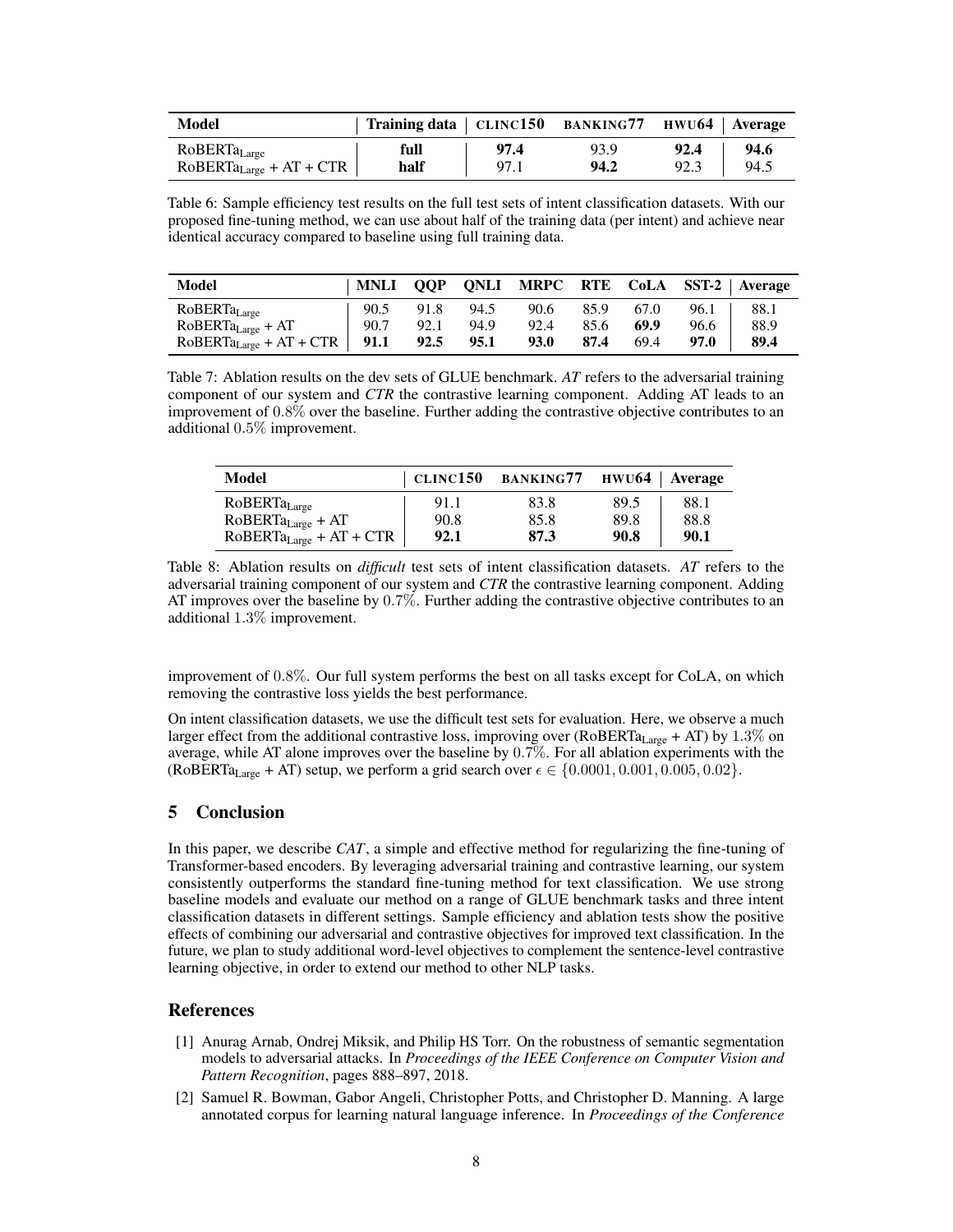| Model | Training data | CLINC150 | BANKING77 | HWU64 | Average |
|---|---|---|---|---|---|
| $\text{RoBERTa}_{\text{Large}}$ | **full** | **97.4** | 93.9 | **92.4** | **94.6** |
| $\text{RoBERTa}_{\text{Large}}$ + AT + CTR | **half** | 97.1 | **94.2** | 92.3 | 94.5 |

Table 6: Sample efficiency test results on the full test sets of intent classification datasets. With our proposed fine-tuning method, we can use about half of the training data (per intent) and achieve near identical accuracy compared to baseline using full training data.

| Model | MNLI | QQP | QNLI | MRPC | RTE | CoLA | SST-2 | Average |
|---|---|---|---|---|---|---|---|---|
| $\text{RoBERTa}_{\text{Large}}$ | 90.5 | 91.8 | 94.5 | 90.6 | 85.9 | 67.0 | 96.1 | 88.1 |
| $\text{RoBERTa}_{\text{Large}}$ + AT | 90.7 | 92.1 | 94.9 | 92.4 | 85.6 | **69.9** | 96.6 | 88.9 |
| $\text{RoBERTa}_{\text{Large}}$ + AT + CTR | **91.1** | **92.5** | **95.1** | **93.0** | **87.4** | 69.4 | **97.0** | **89.4** |

Table 7: Ablation results on the dev sets of GLUE benchmark. *AT* refers to the adversarial training component of our system and *CTR* the contrastive learning component. Adding AT leads to an improvement of $0.8\%$ over the baseline. Further adding the contrastive objective contributes to an additional $0.5\%$ improvement.

| Model | CLINC150 | BANKING77 | HWU64 | Average |
|---|---|---|---|---|
| $\text{RoBERTa}_{\text{Large}}$ | 91.1 | 83.8 | 89.5 | 88.1 |
| $\text{RoBERTa}_{\text{Large}}$ + AT | 90.8 | 85.8 | 89.8 | 88.8 |
| $\text{RoBERTa}_{\text{Large}}$ + AT + CTR | **92.1** | **87.3** | **90.8** | **90.1** |

Table 8: Ablation results on *difficult* test sets of intent classification datasets. *AT* refers to the adversarial training component of our system and *CTR* the contrastive learning component. Adding AT improves over the baseline by $0.7\%$. Further adding the contrastive objective contributes to an additional $1.3\%$ improvement.

improvement of $0.8\%$. Our full system performs the best on all tasks except for CoLA, on which removing the contrastive loss yields the best performance.

On intent classification datasets, we use the difficult test sets for evaluation. Here, we observe a much larger effect from the additional contrastive loss, improving over ($\text{RoBERTa}_{\text{Large}}$ + AT) by $1.3\%$ on average, while AT alone improves over the baseline by $0.7\%$. For all ablation experiments with the ($\text{RoBERTa}_{\text{Large}}$ + AT) setup, we perform a grid search over $\epsilon \in \{0.0001, 0.001, 0.005, 0.02\}$.

## 5 Conclusion

In this paper, we describe *CAT*, a simple and effective method for regularizing the fine-tuning of Transformer-based encoders. By leveraging adversarial training and contrastive learning, our system consistently outperforms the standard fine-tuning method for text classification. We use strong baseline models and evaluate our method on a range of GLUE benchmark tasks and three intent classification datasets in different settings. Sample efficiency and ablation tests show the positive effects of combining our adversarial and contrastive objectives for improved text classification. In the future, we plan to study additional word-level objectives to complement the sentence-level contrastive learning objective, in order to extend our method to other NLP tasks.

## References

[1] Anurag Arnab, Ondrej Miksik, and Philip HS Torr. On the robustness of semantic segmentation models to adversarial attacks. In *Proceedings of the IEEE Conference on Computer Vision and Pattern Recognition*, pages 888–897, 2018.

[2] Samuel R. Bowman, Gabor Angeli, Christopher Potts, and Christopher D. Manning. A large annotated corpus for learning natural language inference. In *Proceedings of the Conference*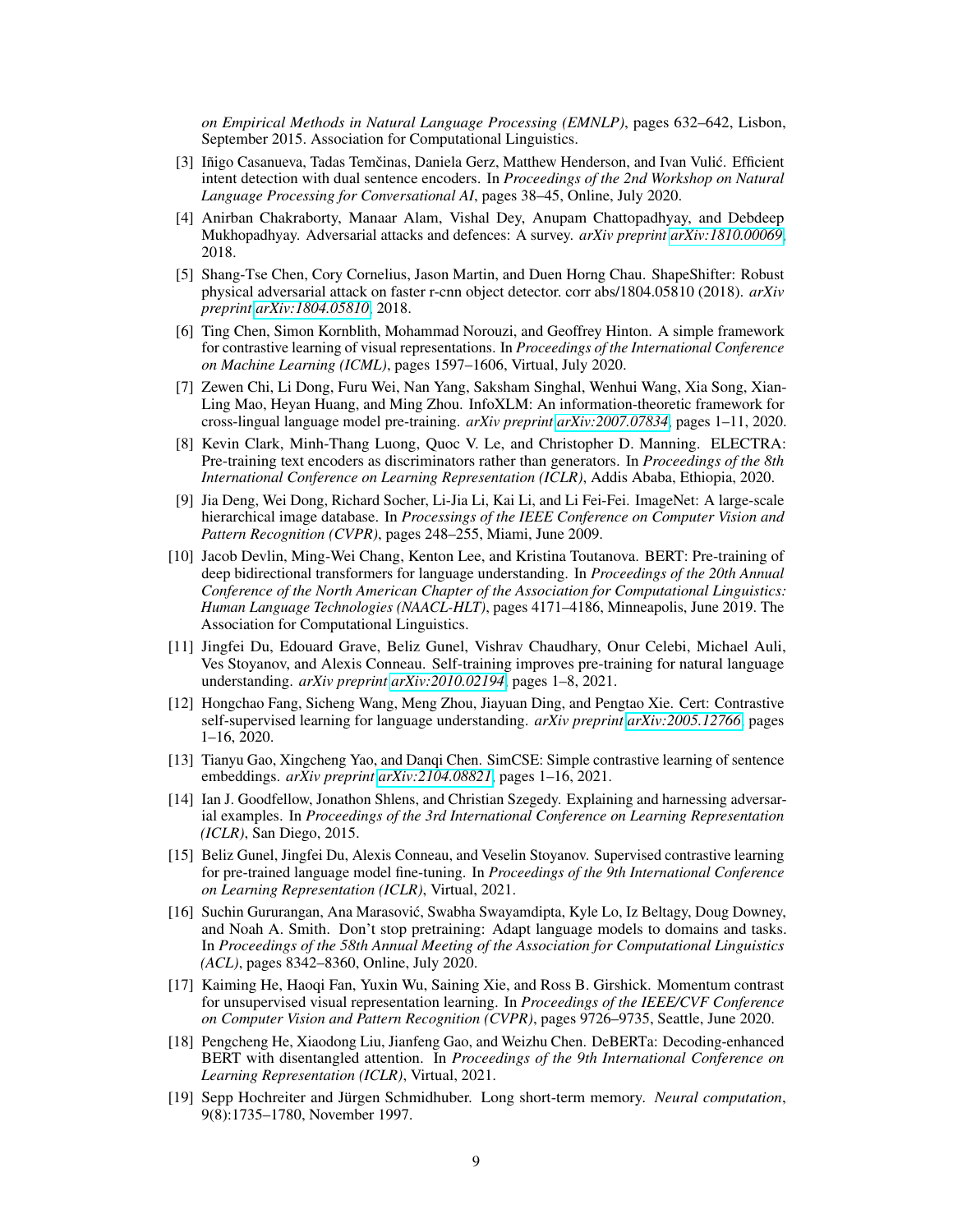on Empirical Methods in Natural Language Processing (EMNLP)*, pages 632–642, Lisbon, September 2015. Association for Computational Linguistics.

[3] Iñigo Casanueva, Tadas Temčinas, Daniela Gerz, Matthew Henderson, and Ivan Vulić. Efficient intent detection with dual sentence encoders. In *Proceedings of the 2nd Workshop on Natural Language Processing for Conversational AI*, pages 38–45, Online, July 2020.

[4] Anirban Chakraborty, Manaar Alam, Vishal Dey, Anupam Chattopadhyay, and Debdeep Mukhopadhyay. Adversarial attacks and defences: A survey. *arXiv preprint arXiv:1810.00069*, 2018.

[5] Shang-Tse Chen, Cory Cornelius, Jason Martin, and Duen Horng Chau. ShapeShifter: Robust physical adversarial attack on faster r-cnn object detector. corr abs/1804.05810 (2018). *arXiv preprint arXiv:1804.05810*, 2018.

[6] Ting Chen, Simon Kornblith, Mohammad Norouzi, and Geoffrey Hinton. A simple framework for contrastive learning of visual representations. In *Proceedings of the International Conference on Machine Learning (ICML)*, pages 1597–1606, Virtual, July 2020.

[7] Zewen Chi, Li Dong, Furu Wei, Nan Yang, Saksham Singhal, Wenhui Wang, Xia Song, Xian-Ling Mao, Heyan Huang, and Ming Zhou. InfoXLM: An information-theoretic framework for cross-lingual language model pre-training. *arXiv preprint arXiv:2007.07834*, pages 1–11, 2020.

[8] Kevin Clark, Minh-Thang Luong, Quoc V. Le, and Christopher D. Manning. ELECTRA: Pre-training text encoders as discriminators rather than generators. In *Proceedings of the 8th International Conference on Learning Representation (ICLR)*, Addis Ababa, Ethiopia, 2020.

[9] Jia Deng, Wei Dong, Richard Socher, Li-Jia Li, Kai Li, and Li Fei-Fei. ImageNet: A large-scale hierarchical image database. In *Processings of the IEEE Conference on Computer Vision and Pattern Recognition (CVPR)*, pages 248–255, Miami, June 2009.

[10] Jacob Devlin, Ming-Wei Chang, Kenton Lee, and Kristina Toutanova. BERT: Pre-training of deep bidirectional transformers for language understanding. In *Proceedings of the 20th Annual Conference of the North American Chapter of the Association for Computational Linguistics: Human Language Technologies (NAACL-HLT)*, pages 4171–4186, Minneapolis, June 2019. The Association for Computational Linguistics.

[11] Jingfei Du, Edouard Grave, Beliz Gunel, Vishrav Chaudhary, Onur Celebi, Michael Auli, Ves Stoyanov, and Alexis Conneau. Self-training improves pre-training for natural language understanding. *arXiv preprint arXiv:2010.02194*, pages 1–8, 2021.

[12] Hongchao Fang, Sicheng Wang, Meng Zhou, Jiayuan Ding, and Pengtao Xie. Cert: Contrastive self-supervised learning for language understanding. *arXiv preprint arXiv:2005.12766*, pages 1–16, 2020.

[13] Tianyu Gao, Xingcheng Yao, and Danqi Chen. SimCSE: Simple contrastive learning of sentence embeddings. *arXiv preprint arXiv:2104.08821*, pages 1–16, 2021.

[14] Ian J. Goodfellow, Jonathon Shlens, and Christian Szegedy. Explaining and harnessing adversarial examples. In *Proceedings of the 3rd International Conference on Learning Representation (ICLR)*, San Diego, 2015.

[15] Beliz Gunel, Jingfei Du, Alexis Conneau, and Veselin Stoyanov. Supervised contrastive learning for pre-trained language model fine-tuning. In *Proceedings of the 9th International Conference on Learning Representation (ICLR)*, Virtual, 2021.

[16] Suchin Gururangan, Ana Marasović, Swabha Swayamdipta, Kyle Lo, Iz Beltagy, Doug Downey, and Noah A. Smith. Don't stop pretraining: Adapt language models to domains and tasks. In *Proceedings of the 58th Annual Meeting of the Association for Computational Linguistics (ACL)*, pages 8342–8360, Online, July 2020.

[17] Kaiming He, Haoqi Fan, Yuxin Wu, Saining Xie, and Ross B. Girshick. Momentum contrast for unsupervised visual representation learning. In *Proceedings of the IEEE/CVF Conference on Computer Vision and Pattern Recognition (CVPR)*, pages 9726–9735, Seattle, June 2020.

[18] Pengcheng He, Xiaodong Liu, Jianfeng Gao, and Weizhu Chen. DeBERTa: Decoding-enhanced BERT with disentangled attention. In *Proceedings of the 9th International Conference on Learning Representation (ICLR)*, Virtual, 2021.

[19] Sepp Hochreiter and Jürgen Schmidhuber. Long short-term memory. *Neural computation*, 9(8):1735–1780, November 1997.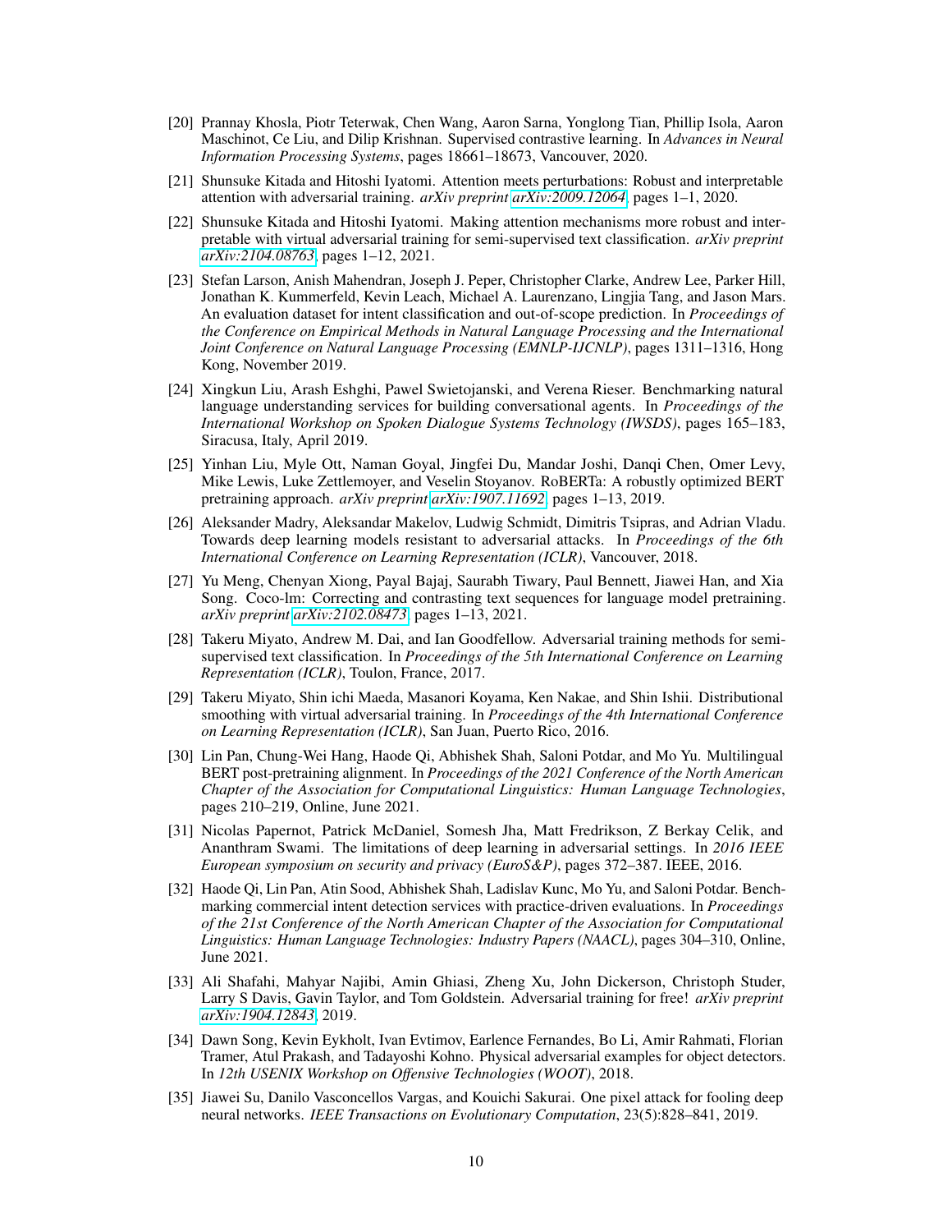[20] Prannay Khosla, Piotr Teterwak, Chen Wang, Aaron Sarna, Yonglong Tian, Phillip Isola, Aaron Maschinot, Ce Liu, and Dilip Krishnan. Supervised contrastive learning. In *Advances in Neural Information Processing Systems*, pages 18661–18673, Vancouver, 2020.

[21] Shunsuke Kitada and Hitoshi Iyatomi. Attention meets perturbations: Robust and interpretable attention with adversarial training. *arXiv preprint arXiv:2009.12064*, pages 1–1, 2020.

[22] Shunsuke Kitada and Hitoshi Iyatomi. Making attention mechanisms more robust and interpretable with virtual adversarial training for semi-supervised text classification. *arXiv preprint arXiv:2104.08763*, pages 1–12, 2021.

[23] Stefan Larson, Anish Mahendran, Joseph J. Peper, Christopher Clarke, Andrew Lee, Parker Hill, Jonathan K. Kummerfeld, Kevin Leach, Michael A. Laurenzano, Lingjia Tang, and Jason Mars. An evaluation dataset for intent classification and out-of-scope prediction. In *Proceedings of the Conference on Empirical Methods in Natural Language Processing and the International Joint Conference on Natural Language Processing (EMNLP-IJCNLP)*, pages 1311–1316, Hong Kong, November 2019.

[24] Xingkun Liu, Arash Eshghi, Pawel Swietojanski, and Verena Rieser. Benchmarking natural language understanding services for building conversational agents. In *Proceedings of the International Workshop on Spoken Dialogue Systems Technology (IWSDS)*, pages 165–183, Siracusa, Italy, April 2019.

[25] Yinhan Liu, Myle Ott, Naman Goyal, Jingfei Du, Mandar Joshi, Danqi Chen, Omer Levy, Mike Lewis, Luke Zettlemoyer, and Veselin Stoyanov. RoBERTa: A robustly optimized BERT pretraining approach. *arXiv preprint arXiv:1907.11692*, pages 1–13, 2019.

[26] Aleksander Madry, Aleksandar Makelov, Ludwig Schmidt, Dimitris Tsipras, and Adrian Vladu. Towards deep learning models resistant to adversarial attacks. In *Proceedings of the 6th International Conference on Learning Representation (ICLR)*, Vancouver, 2018.

[27] Yu Meng, Chenyan Xiong, Payal Bajaj, Saurabh Tiwary, Paul Bennett, Jiawei Han, and Xia Song. Coco-lm: Correcting and contrasting text sequences for language model pretraining. *arXiv preprint arXiv:2102.08473*, pages 1–13, 2021.

[28] Takeru Miyato, Andrew M. Dai, and Ian Goodfellow. Adversarial training methods for semi-supervised text classification. In *Proceedings of the 5th International Conference on Learning Representation (ICLR)*, Toulon, France, 2017.

[29] Takeru Miyato, Shin ichi Maeda, Masanori Koyama, Ken Nakae, and Shin Ishii. Distributional smoothing with virtual adversarial training. In *Proceedings of the 4th International Conference on Learning Representation (ICLR)*, San Juan, Puerto Rico, 2016.

[30] Lin Pan, Chung-Wei Hang, Haode Qi, Abhishek Shah, Saloni Potdar, and Mo Yu. Multilingual BERT post-pretraining alignment. In *Proceedings of the 2021 Conference of the North American Chapter of the Association for Computational Linguistics: Human Language Technologies*, pages 210–219, Online, June 2021.

[31] Nicolas Papernot, Patrick McDaniel, Somesh Jha, Matt Fredrikson, Z Berkay Celik, and Ananthram Swami. The limitations of deep learning in adversarial settings. In *2016 IEEE European symposium on security and privacy (EuroS&P)*, pages 372–387. IEEE, 2016.

[32] Haode Qi, Lin Pan, Atin Sood, Abhishek Shah, Ladislav Kunc, Mo Yu, and Saloni Potdar. Benchmarking commercial intent detection services with practice-driven evaluations. In *Proceedings of the 21st Conference of the North American Chapter of the Association for Computational Linguistics: Human Language Technologies: Industry Papers (NAACL)*, pages 304–310, Online, June 2021.

[33] Ali Shafahi, Mahyar Najibi, Amin Ghiasi, Zheng Xu, John Dickerson, Christoph Studer, Larry S Davis, Gavin Taylor, and Tom Goldstein. Adversarial training for free! *arXiv preprint arXiv:1904.12843*, 2019.

[34] Dawn Song, Kevin Eykholt, Ivan Evtimov, Earlence Fernandes, Bo Li, Amir Rahmati, Florian Tramer, Atul Prakash, and Tadayoshi Kohno. Physical adversarial examples for object detectors. In *12th USENIX Workshop on Offensive Technologies (WOOT)*, 2018.

[35] Jiawei Su, Danilo Vasconcellos Vargas, and Kouichi Sakurai. One pixel attack for fooling deep neural networks. *IEEE Transactions on Evolutionary Computation*, 23(5):828–841, 2019.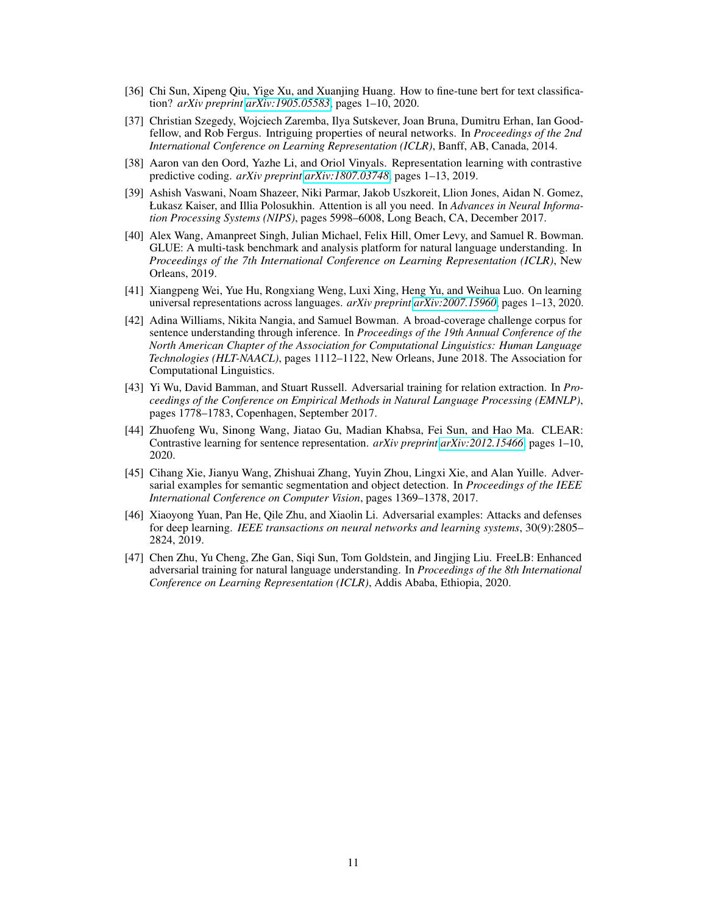[36] Chi Sun, Xipeng Qiu, Yige Xu, and Xuanjing Huang. How to fine-tune bert for text classification? *arXiv preprint arXiv:1905.05583*, pages 1–10, 2020.

[37] Christian Szegedy, Wojciech Zaremba, Ilya Sutskever, Joan Bruna, Dumitru Erhan, Ian Goodfellow, and Rob Fergus. Intriguing properties of neural networks. In *Proceedings of the 2nd International Conference on Learning Representation (ICLR)*, Banff, AB, Canada, 2014.

[38] Aaron van den Oord, Yazhe Li, and Oriol Vinyals. Representation learning with contrastive predictive coding. *arXiv preprint arXiv:1807.03748*, pages 1–13, 2019.

[39] Ashish Vaswani, Noam Shazeer, Niki Parmar, Jakob Uszkoreit, Llion Jones, Aidan N. Gomez, Łukasz Kaiser, and Illia Polosukhin. Attention is all you need. In *Advances in Neural Information Processing Systems (NIPS)*, pages 5998–6008, Long Beach, CA, December 2017.

[40] Alex Wang, Amanpreet Singh, Julian Michael, Felix Hill, Omer Levy, and Samuel R. Bowman. GLUE: A multi-task benchmark and analysis platform for natural language understanding. In *Proceedings of the 7th International Conference on Learning Representation (ICLR)*, New Orleans, 2019.

[41] Xiangpeng Wei, Yue Hu, Rongxiang Weng, Luxi Xing, Heng Yu, and Weihua Luo. On learning universal representations across languages. *arXiv preprint arXiv:2007.15960*, pages 1–13, 2020.

[42] Adina Williams, Nikita Nangia, and Samuel Bowman. A broad-coverage challenge corpus for sentence understanding through inference. In *Proceedings of the 19th Annual Conference of the North American Chapter of the Association for Computational Linguistics: Human Language Technologies (HLT-NAACL)*, pages 1112–1122, New Orleans, June 2018. The Association for Computational Linguistics.

[43] Yi Wu, David Bamman, and Stuart Russell. Adversarial training for relation extraction. In *Proceedings of the Conference on Empirical Methods in Natural Language Processing (EMNLP)*, pages 1778–1783, Copenhagen, September 2017.

[44] Zhuofeng Wu, Sinong Wang, Jiatao Gu, Madian Khabsa, Fei Sun, and Hao Ma. CLEAR: Contrastive learning for sentence representation. *arXiv preprint arXiv:2012.15466*, pages 1–10, 2020.

[45] Cihang Xie, Jianyu Wang, Zhishuai Zhang, Yuyin Zhou, Lingxi Xie, and Alan Yuille. Adversarial examples for semantic segmentation and object detection. In *Proceedings of the IEEE International Conference on Computer Vision*, pages 1369–1378, 2017.

[46] Xiaoyong Yuan, Pan He, Qile Zhu, and Xiaolin Li. Adversarial examples: Attacks and defenses for deep learning. *IEEE transactions on neural networks and learning systems*, 30(9):2805–2824, 2019.

[47] Chen Zhu, Yu Cheng, Zhe Gan, Siqi Sun, Tom Goldstein, and Jingjing Liu. FreeLB: Enhanced adversarial training for natural language understanding. In *Proceedings of the 8th International Conference on Learning Representation (ICLR)*, Addis Ababa, Ethiopia, 2020.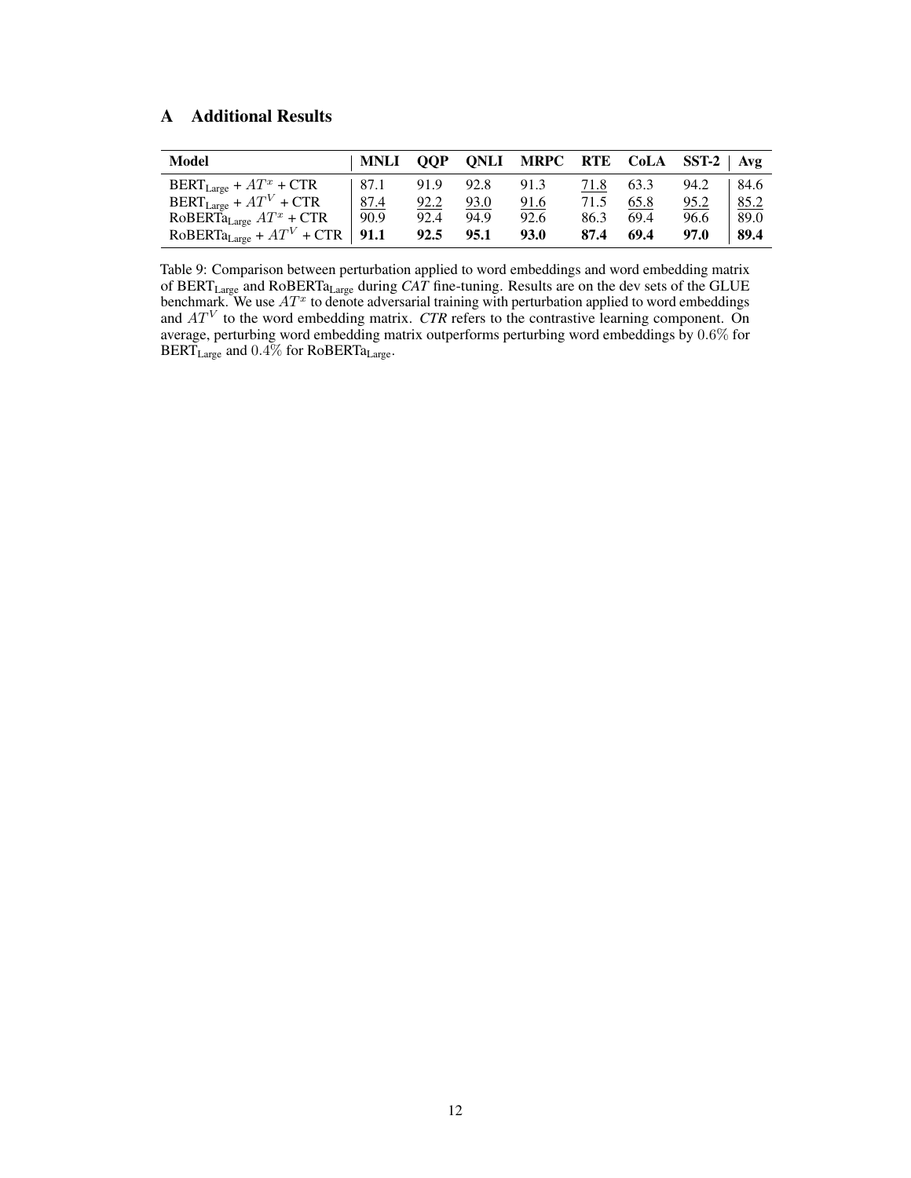# A Additional Results

| Model | MNLI | QQP | QNLI | MRPC | RTE | CoLA | SST-2 | Avg |
|---|---|---|---|---|---|---|---|---|
| $\text{BERT}_{\text{Large}}$ + $AT^x$ + CTR | 87.1 | 91.9 | 92.8 | 91.3 | <u>71.8</u> | 63.3 | 94.2 | 84.6 |
| $\text{BERT}_{\text{Large}}$ + $AT^V$ + CTR | <u>87.4</u> | <u>92.2</u> | <u>93.0</u> | <u>91.6</u> | 71.5 | <u>65.8</u> | <u>95.2</u> | <u>85.2</u> |
| $\text{RoBERTa}_{\text{Large}}$ $AT^x$ + CTR | 90.9 | 92.4 | 94.9 | 92.6 | 86.3 | 69.4 | 96.6 | 89.0 |
| $\text{RoBERTa}_{\text{Large}}$ + $AT^V$ + CTR | **91.1** | **92.5** | **95.1** | **93.0** | **87.4** | **69.4** | **97.0** | **89.4** |

Table 9: Comparison between perturbation applied to word embeddings and word embedding matrix of $\text{BERT}_{\text{Large}}$ and $\text{RoBERTa}_{\text{Large}}$ during *CAT* fine-tuning. Results are on the dev sets of the GLUE benchmark. We use $AT^x$ to denote adversarial training with perturbation applied to word embeddings and $AT^V$ to the word embedding matrix. *CTR* refers to the contrastive learning component. On average, perturbing word embedding matrix outperforms perturbing word embeddings by $0.6\%$ for $\text{BERT}_{\text{Large}}$ and $0.4\%$ for $\text{RoBERTa}_{\text{Large}}$.